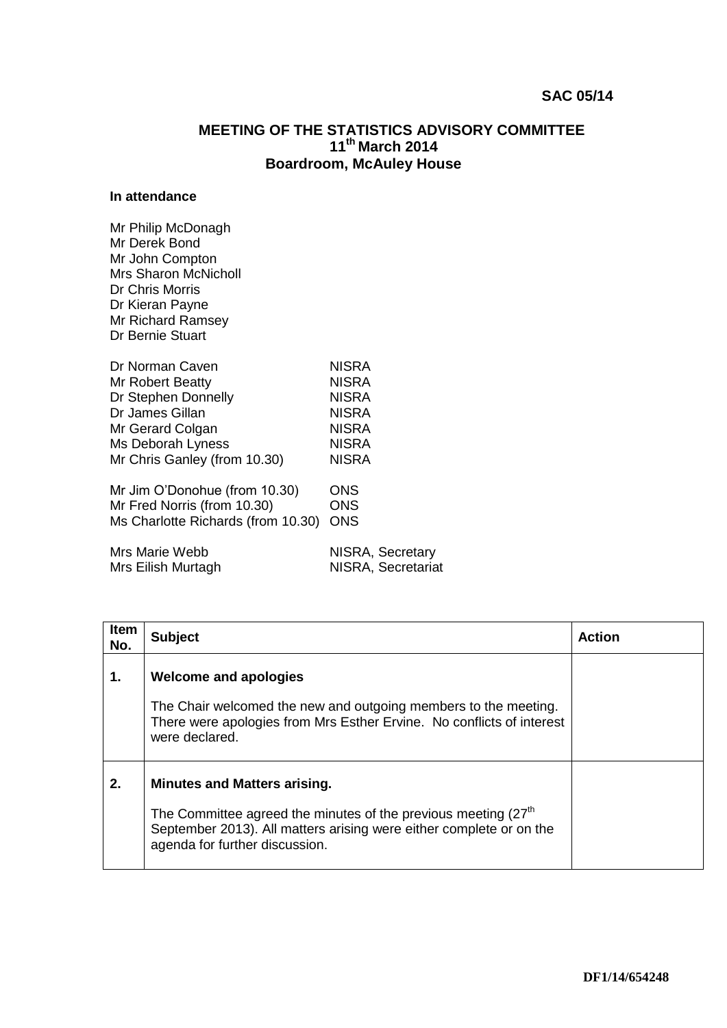**SAC 05/14**

# MEETING OF THE STATISTICS ADVISORY COMMITTEE
## 11th March 2014
## Boardroom, McAuley House

**In attendance**

Mr Philip McDonagh
Mr Derek Bond
Mr John Compton
Mrs Sharon McNicholl
Dr Chris Morris
Dr Kieran Payne
Mr Richard Ramsey
Dr Bernie Stuart

| | |
|---|---|
| Dr Norman Caven | NISRA |
| Mr Robert Beatty | NISRA |
| Dr Stephen Donnelly | NISRA |
| Dr James Gillan | NISRA |
| Mr Gerard Colgan | NISRA |
| Ms Deborah Lyness | NISRA |
| Mr Chris Ganley (from 10.30) | NISRA |
| | |
| Mr Jim O'Donohue (from 10.30) | ONS |
| Mr Fred Norris (from 10.30) | ONS |
| Ms Charlotte Richards (from 10.30) | ONS |
| | |
| Mrs Marie Webb | NISRA, Secretary |
| Mrs Eilish Murtagh | NISRA, Secretariat |

| Item No. | Subject | Action |
|---|---|---|
| 1. | **Welcome and apologies**<br><br>The Chair welcomed the new and outgoing members to the meeting. There were apologies from Mrs Esther Ervine. No conflicts of interest were declared. | |
| 2. | **Minutes and Matters arising.**<br><br>The Committee agreed the minutes of the previous meeting (27th September 2013). All matters arising were either complete or on the agenda for further discussion. | |

DF1/14/654248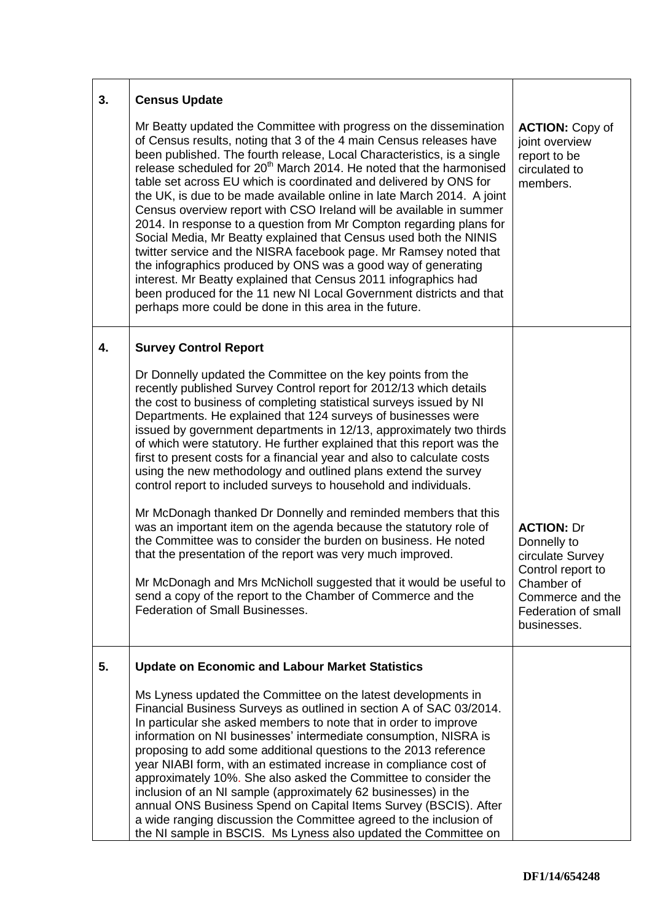| | | |
|---|---|---|
| **3.** | **Census Update**<br><br>Mr Beatty updated the Committee with progress on the dissemination of Census results, noting that 3 of the 4 main Census releases have been published. The fourth release, Local Characteristics, is a single release scheduled for 20th March 2014. He noted that the harmonised table set across EU which is coordinated and delivered by ONS for the UK, is due to be made available online in late March 2014. A joint Census overview report with CSO Ireland will be available in summer 2014. In response to a question from Mr Compton regarding plans for Social Media, Mr Beatty explained that Census used both the NINIS twitter service and the NISRA facebook page. Mr Ramsey noted that the infographics produced by ONS was a good way of generating interest. Mr Beatty explained that Census 2011 infographics had been produced for the 11 new NI Local Government districts and that perhaps more could be done in this area in the future. | **ACTION:** Copy of joint overview report to be circulated to members. |
| **4.** | **Survey Control Report**<br><br>Dr Donnelly updated the Committee on the key points from the recently published Survey Control report for 2012/13 which details the cost to business of completing statistical surveys issued by NI Departments. He explained that 124 surveys of businesses were issued by government departments in 12/13, approximately two thirds of which were statutory. He further explained that this report was the first to present costs for a financial year and also to calculate costs using the new methodology and outlined plans extend the survey control report to included surveys to household and individuals.<br><br>Mr McDonagh thanked Dr Donnelly and reminded members that this was an important item on the agenda because the statutory role of the Committee was to consider the burden on business. He noted that the presentation of the report was very much improved.<br><br>Mr McDonagh and Mrs McNicholl suggested that it would be useful to send a copy of the report to the Chamber of Commerce and the Federation of Small Businesses. | **ACTION:** Dr Donnelly to circulate Survey Control report to Chamber of Commerce and the Federation of small businesses. |
| **5.** | **Update on Economic and Labour Market Statistics**<br><br>Ms Lyness updated the Committee on the latest developments in Financial Business Surveys as outlined in section A of SAC 03/2014. In particular she asked members to note that in order to improve information on NI businesses' intermediate consumption, NISRA is proposing to add some additional questions to the 2013 reference year NIABI form, with an estimated increase in compliance cost of approximately 10%. She also asked the Committee to consider the inclusion of an NI sample (approximately 62 businesses) in the annual ONS Business Spend on Capital Items Survey (BSCIS). After a wide ranging discussion the Committee agreed to the inclusion of the NI sample in BSCIS. Ms Lyness also updated the Committee on | |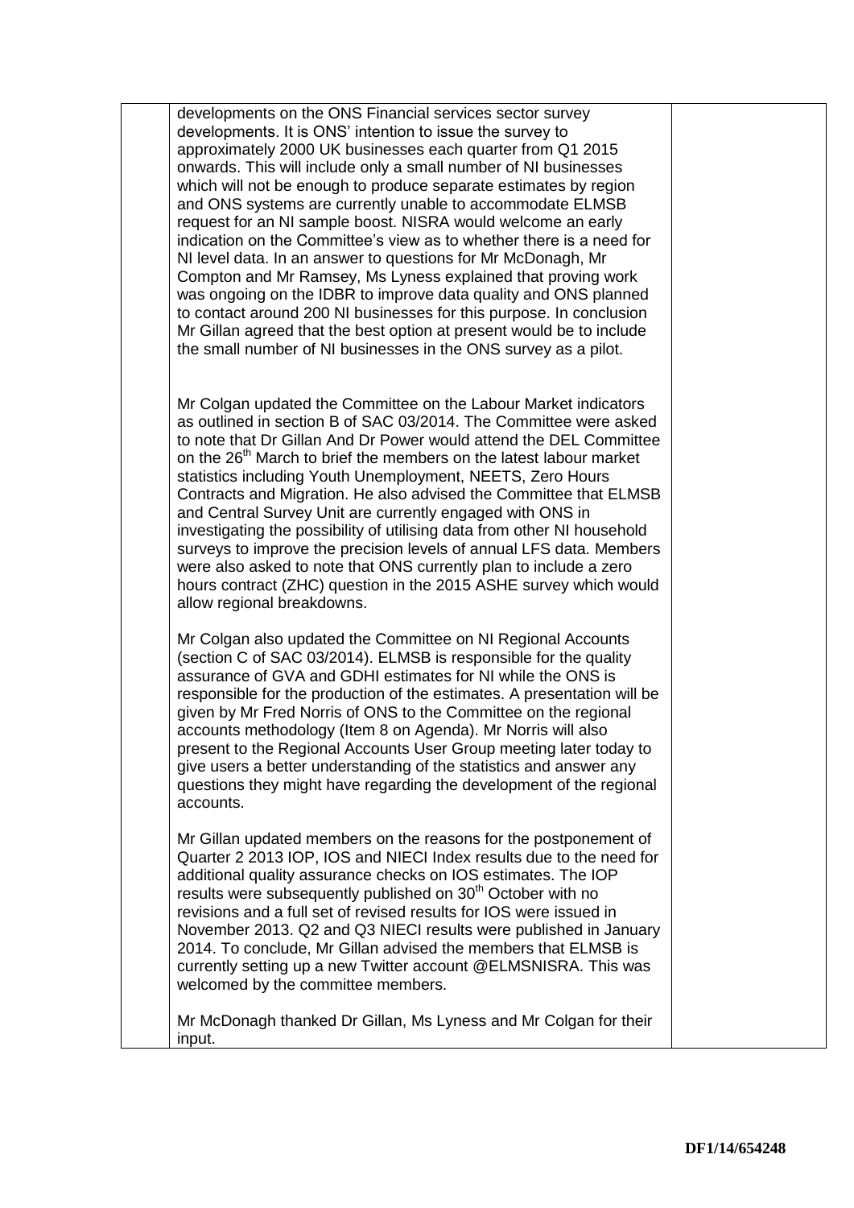developments on the ONS Financial services sector survey developments. It is ONS' intention to issue the survey to approximately 2000 UK businesses each quarter from Q1 2015 onwards. This will include only a small number of NI businesses which will not be enough to produce separate estimates by region and ONS systems are currently unable to accommodate ELMSB request for an NI sample boost. NISRA would welcome an early indication on the Committee's view as to whether there is a need for NI level data. In an answer to questions for Mr McDonagh, Mr Compton and Mr Ramsey, Ms Lyness explained that proving work was ongoing on the IDBR to improve data quality and ONS planned to contact around 200 NI businesses for this purpose. In conclusion Mr Gillan agreed that the best option at present would be to include the small number of NI businesses in the ONS survey as a pilot.

Mr Colgan updated the Committee on the Labour Market indicators as outlined in section B of SAC 03/2014. The Committee were asked to note that Dr Gillan And Dr Power would attend the DEL Committee on the 26th March to brief the members on the latest labour market statistics including Youth Unemployment, NEETS, Zero Hours Contracts and Migration. He also advised the Committee that ELMSB and Central Survey Unit are currently engaged with ONS in investigating the possibility of utilising data from other NI household surveys to improve the precision levels of annual LFS data. Members were also asked to note that ONS currently plan to include a zero hours contract (ZHC) question in the 2015 ASHE survey which would allow regional breakdowns.

Mr Colgan also updated the Committee on NI Regional Accounts (section C of SAC 03/2014). ELMSB is responsible for the quality assurance of GVA and GDHI estimates for NI while the ONS is responsible for the production of the estimates. A presentation will be given by Mr Fred Norris of ONS to the Committee on the regional accounts methodology (Item 8 on Agenda). Mr Norris will also present to the Regional Accounts User Group meeting later today to give users a better understanding of the statistics and answer any questions they might have regarding the development of the regional accounts.

Mr Gillan updated members on the reasons for the postponement of Quarter 2 2013 IOP, IOS and NIECI Index results due to the need for additional quality assurance checks on IOS estimates. The IOP results were subsequently published on 30th October with no revisions and a full set of revised results for IOS were issued in November 2013. Q2 and Q3 NIECI results were published in January 2014. To conclude, Mr Gillan advised the members that ELMSB is currently setting up a new Twitter account @ELMSNISRA. This was welcomed by the committee members.

Mr McDonagh thanked Dr Gillan, Ms Lyness and Mr Colgan for their input.

DF1/14/654248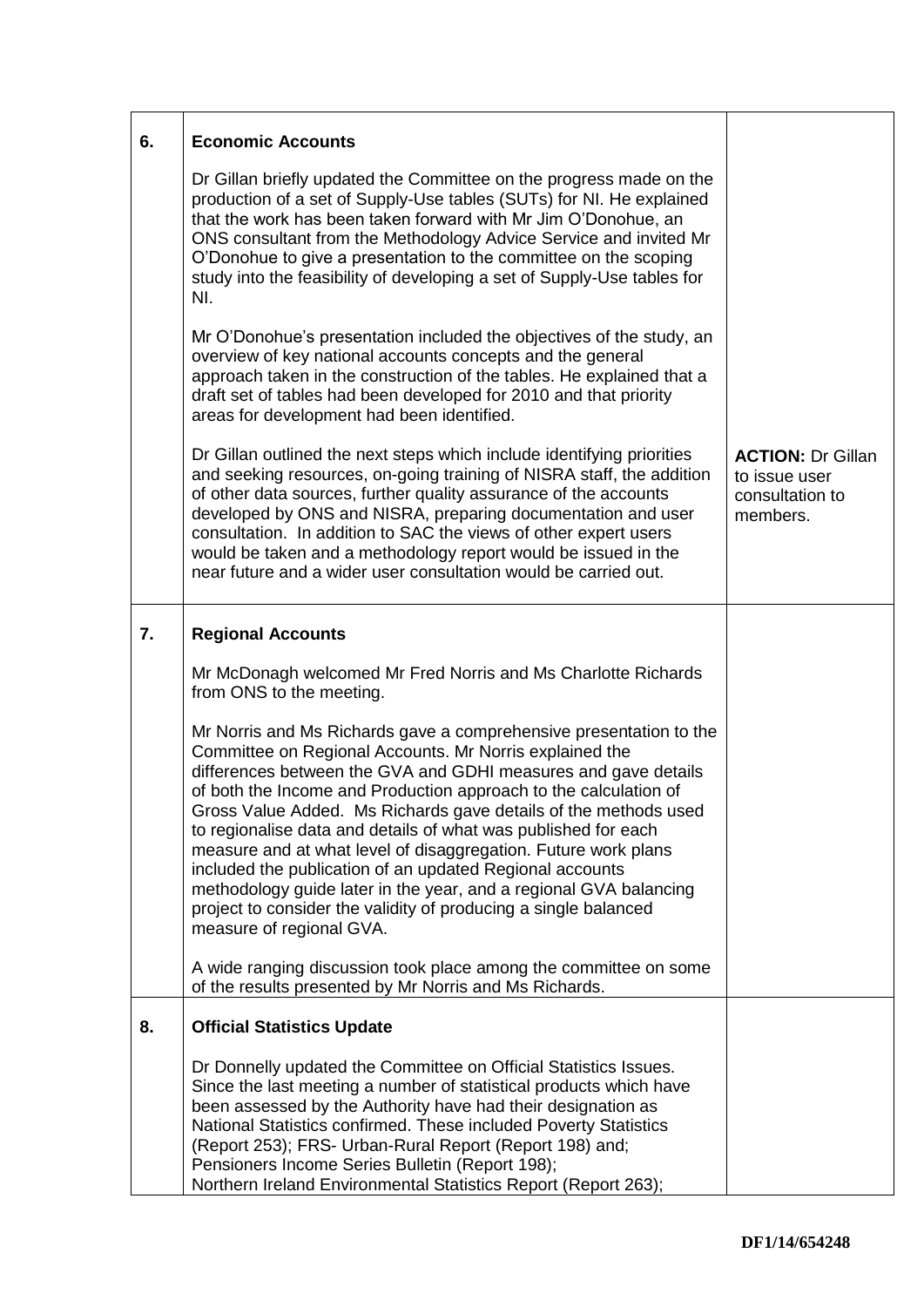| | | |
|---|---|---|
| **6.** | **Economic Accounts**<br><br>Dr Gillan briefly updated the Committee on the progress made on the production of a set of Supply-Use tables (SUTs) for NI. He explained that the work has been taken forward with Mr Jim O'Donohue, an ONS consultant from the Methodology Advice Service and invited Mr O'Donohue to give a presentation to the committee on the scoping study into the feasibility of developing a set of Supply-Use tables for NI.<br><br>Mr O'Donohue's presentation included the objectives of the study, an overview of key national accounts concepts and the general approach taken in the construction of the tables. He explained that a draft set of tables had been developed for 2010 and that priority areas for development had been identified.<br><br>Dr Gillan outlined the next steps which include identifying priorities and seeking resources, on-going training of NISRA staff, the addition of other data sources, further quality assurance of the accounts developed by ONS and NISRA, preparing documentation and user consultation. In addition to SAC the views of other expert users would be taken and a methodology report would be issued in the near future and a wider user consultation would be carried out. | **ACTION:** Dr Gillan to issue user consultation to members. |
| **7.** | **Regional Accounts**<br><br>Mr McDonagh welcomed Mr Fred Norris and Ms Charlotte Richards from ONS to the meeting.<br><br>Mr Norris and Ms Richards gave a comprehensive presentation to the Committee on Regional Accounts. Mr Norris explained the differences between the GVA and GDHI measures and gave details of both the Income and Production approach to the calculation of Gross Value Added. Ms Richards gave details of the methods used to regionalise data and details of what was published for each measure and at what level of disaggregation. Future work plans included the publication of an updated Regional accounts methodology guide later in the year, and a regional GVA balancing project to consider the validity of producing a single balanced measure of regional GVA.<br><br>A wide ranging discussion took place among the committee on some of the results presented by Mr Norris and Ms Richards. | |
| **8.** | **Official Statistics Update**<br><br>Dr Donnelly updated the Committee on Official Statistics Issues. Since the last meeting a number of statistical products which have been assessed by the Authority have had their designation as National Statistics confirmed. These included Poverty Statistics (Report 253); FRS- Urban-Rural Report (Report 198) and; Pensioners Income Series Bulletin (Report 198);<br>Northern Ireland Environmental Statistics Report (Report 263); | |

DF1/14/654248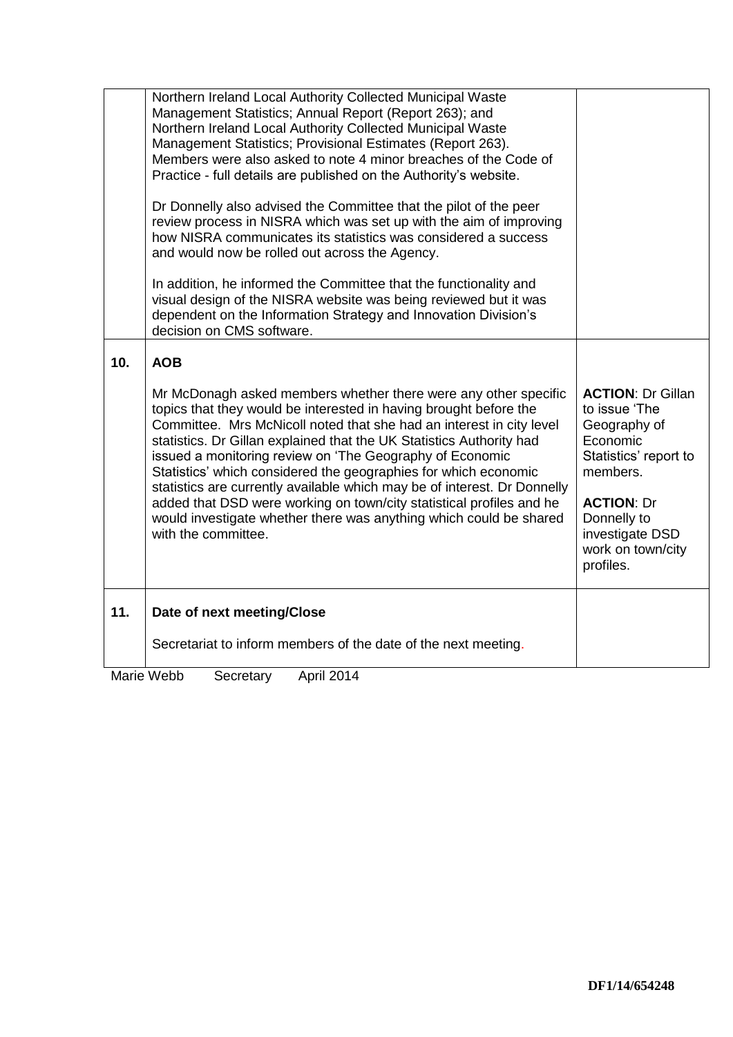| | | |
|---|---|---|
| | Northern Ireland Local Authority Collected Municipal Waste Management Statistics; Annual Report (Report 263); and Northern Ireland Local Authority Collected Municipal Waste Management Statistics; Provisional Estimates (Report 263). Members were also asked to note 4 minor breaches of the Code of Practice - full details are published on the Authority's website.<br><br>Dr Donnelly also advised the Committee that the pilot of the peer review process in NISRA which was set up with the aim of improving how NISRA communicates its statistics was considered a success and would now be rolled out across the Agency.<br><br>In addition, he informed the Committee that the functionality and visual design of the NISRA website was being reviewed but it was dependent on the Information Strategy and Innovation Division's decision on CMS software. | |
| **10.** | **AOB**<br><br>Mr McDonagh asked members whether there were any other specific topics that they would be interested in having brought before the Committee. Mrs McNicoll noted that she had an interest in city level statistics. Dr Gillan explained that the UK Statistics Authority had issued a monitoring review on 'The Geography of Economic Statistics' which considered the geographies for which economic statistics are currently available which may be of interest. Dr Donnelly added that DSD were working on town/city statistical profiles and he would investigate whether there was anything which could be shared with the committee. | **ACTION**: Dr Gillan to issue 'The Geography of Economic Statistics' report to members.<br><br>**ACTION**: Dr Donnelly to investigate DSD work on town/city profiles. |
| **11.** | **Date of next meeting/Close**<br><br>Secretariat to inform members of the date of the next meeting. | |

Marie Webb Secretary April 2014

DF1/14/654248